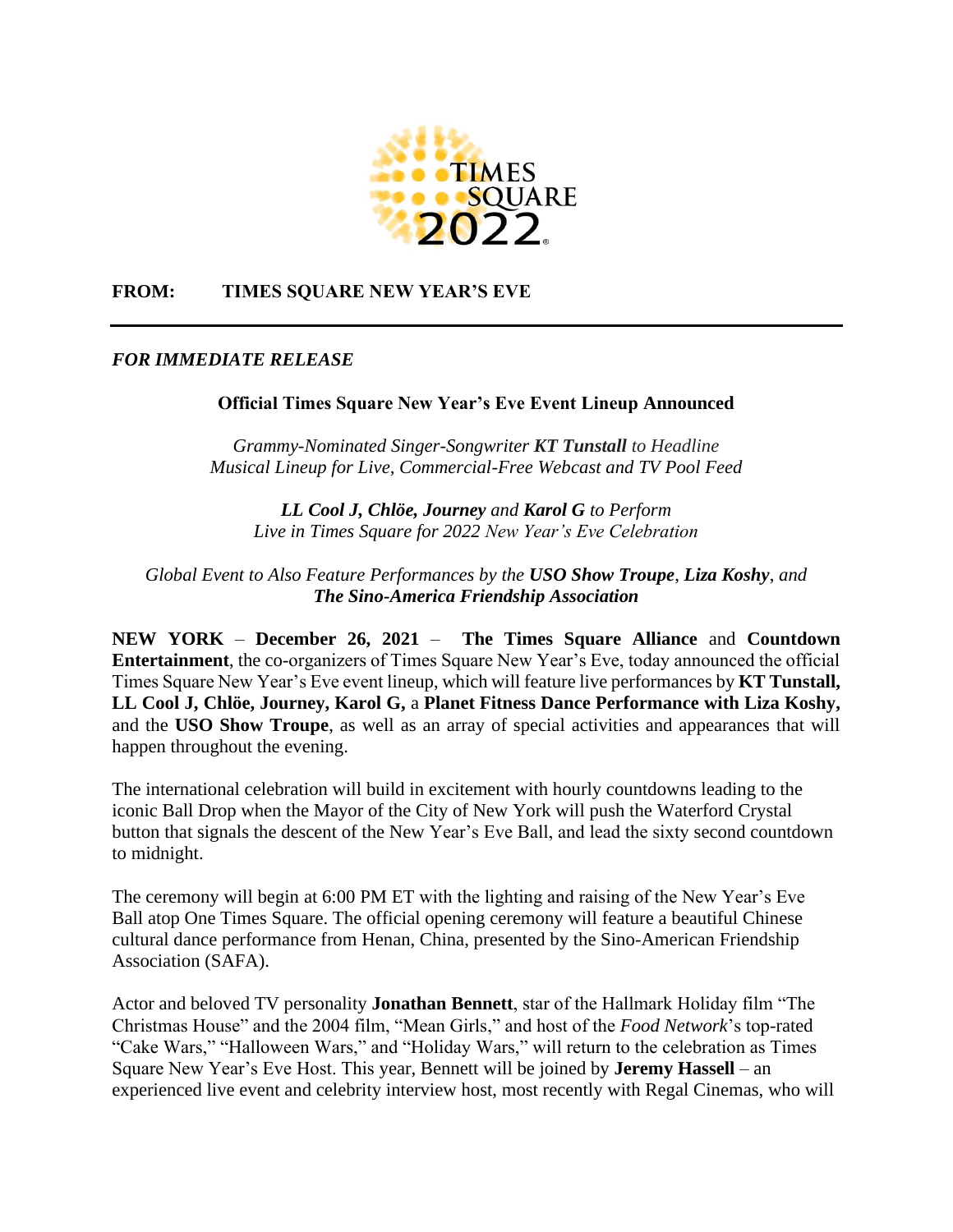TIMES SQUARE 2022

**FROM: TIMES SQUARE NEW YEAR'S EVE**

---

***FOR IMMEDIATE RELEASE***

## Official Times Square New Year's Eve Event Lineup Announced

*Grammy-Nominated Singer-Songwriter **KT Tunstall** to Headline*
*Musical Lineup for Live, Commercial-Free Webcast and TV Pool Feed*

***LL Cool J, Chlöe, Journey** and **Karol G** to Perform*
*Live in Times Square for 2022 New Year's Eve Celebration*

*Global Event to Also Feature Performances by the **USO Show Troupe**, **Liza Koshy**, and*
***The Sino-America Friendship Association***

**NEW YORK** – **December 26, 2021** – **The Times Square Alliance** and **Countdown Entertainment**, the co-organizers of Times Square New Year's Eve, today announced the official Times Square New Year's Eve event lineup, which will feature live performances by **KT Tunstall, LL Cool J, Chlöe, Journey, Karol G,** a **Planet Fitness Dance Performance with Liza Koshy,** and the **USO Show Troupe**, as well as an array of special activities and appearances that will happen throughout the evening.

The international celebration will build in excitement with hourly countdowns leading to the iconic Ball Drop when the Mayor of the City of New York will push the Waterford Crystal button that signals the descent of the New Year's Eve Ball, and lead the sixty second countdown to midnight.

The ceremony will begin at 6:00 PM ET with the lighting and raising of the New Year's Eve Ball atop One Times Square. The official opening ceremony will feature a beautiful Chinese cultural dance performance from Henan, China, presented by the Sino-American Friendship Association (SAFA).

Actor and beloved TV personality **Jonathan Bennett**, star of the Hallmark Holiday film "The Christmas House" and the 2004 film, "Mean Girls," and host of the *Food Network*'s top-rated "Cake Wars," "Halloween Wars," and "Holiday Wars," will return to the celebration as Times Square New Year's Eve Host. This year, Bennett will be joined by **Jeremy Hassell** – an experienced live event and celebrity interview host, most recently with Regal Cinemas, who will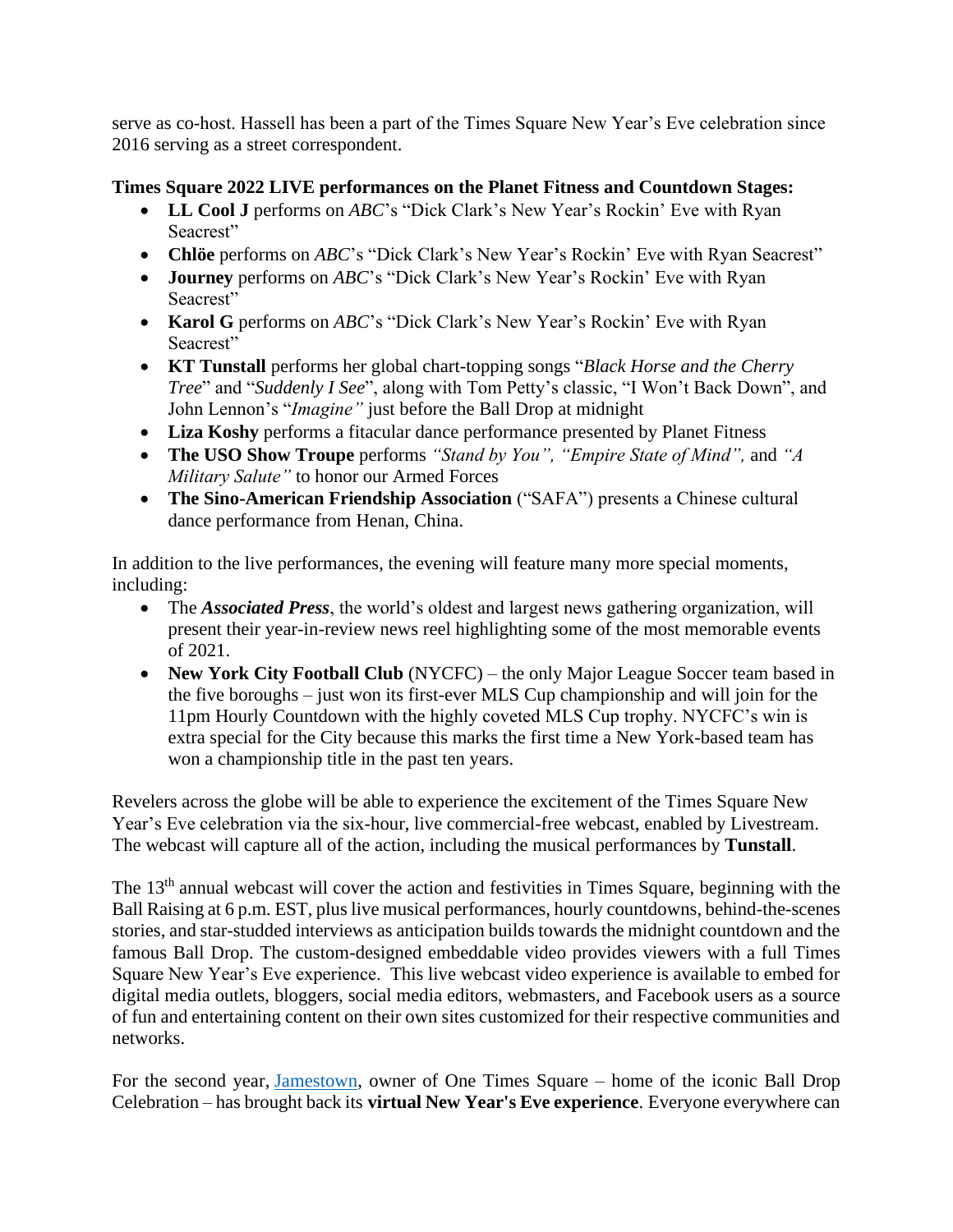serve as co-host. Hassell has been a part of the Times Square New Year's Eve celebration since 2016 serving as a street correspondent.

**Times Square 2022 LIVE performances on the Planet Fitness and Countdown Stages:**

- **LL Cool J** performs on *ABC*'s "Dick Clark's New Year's Rockin' Eve with Ryan Seacrest"
- **Chlöe** performs on *ABC*'s "Dick Clark's New Year's Rockin' Eve with Ryan Seacrest"
- **Journey** performs on *ABC*'s "Dick Clark's New Year's Rockin' Eve with Ryan Seacrest"
- **Karol G** performs on *ABC*'s "Dick Clark's New Year's Rockin' Eve with Ryan Seacrest"
- **KT Tunstall** performs her global chart-topping songs "*Black Horse and the Cherry Tree*" and "*Suddenly I See*", along with Tom Petty's classic, "I Won't Back Down", and John Lennon's "*Imagine"* just before the Ball Drop at midnight
- **Liza Koshy** performs a fitacular dance performance presented by Planet Fitness
- **The USO Show Troupe** performs *"Stand by You", "Empire State of Mind",* and *"A Military Salute"* to honor our Armed Forces
- **The Sino-American Friendship Association** ("SAFA") presents a Chinese cultural dance performance from Henan, China.

In addition to the live performances, the evening will feature many more special moments, including:

- The ***Associated Press***, the world's oldest and largest news gathering organization, will present their year-in-review news reel highlighting some of the most memorable events of 2021.
- **New York City Football Club** (NYCFC) – the only Major League Soccer team based in the five boroughs – just won its first-ever MLS Cup championship and will join for the 11pm Hourly Countdown with the highly coveted MLS Cup trophy. NYCFC's win is extra special for the City because this marks the first time a New York-based team has won a championship title in the past ten years.

Revelers across the globe will be able to experience the excitement of the Times Square New Year's Eve celebration via the six-hour, live commercial-free webcast, enabled by Livestream. The webcast will capture all of the action, including the musical performances by **Tunstall**.

The 13th annual webcast will cover the action and festivities in Times Square, beginning with the Ball Raising at 6 p.m. EST, plus live musical performances, hourly countdowns, behind-the-scenes stories, and star-studded interviews as anticipation builds towards the midnight countdown and the famous Ball Drop. The custom-designed embeddable video provides viewers with a full Times Square New Year's Eve experience. This live webcast video experience is available to embed for digital media outlets, bloggers, social media editors, webmasters, and Facebook users as a source of fun and entertaining content on their own sites customized for their respective communities and networks.

For the second year, [Jamestown](), owner of One Times Square – home of the iconic Ball Drop Celebration – has brought back its **virtual New Year's Eve experience**. Everyone everywhere can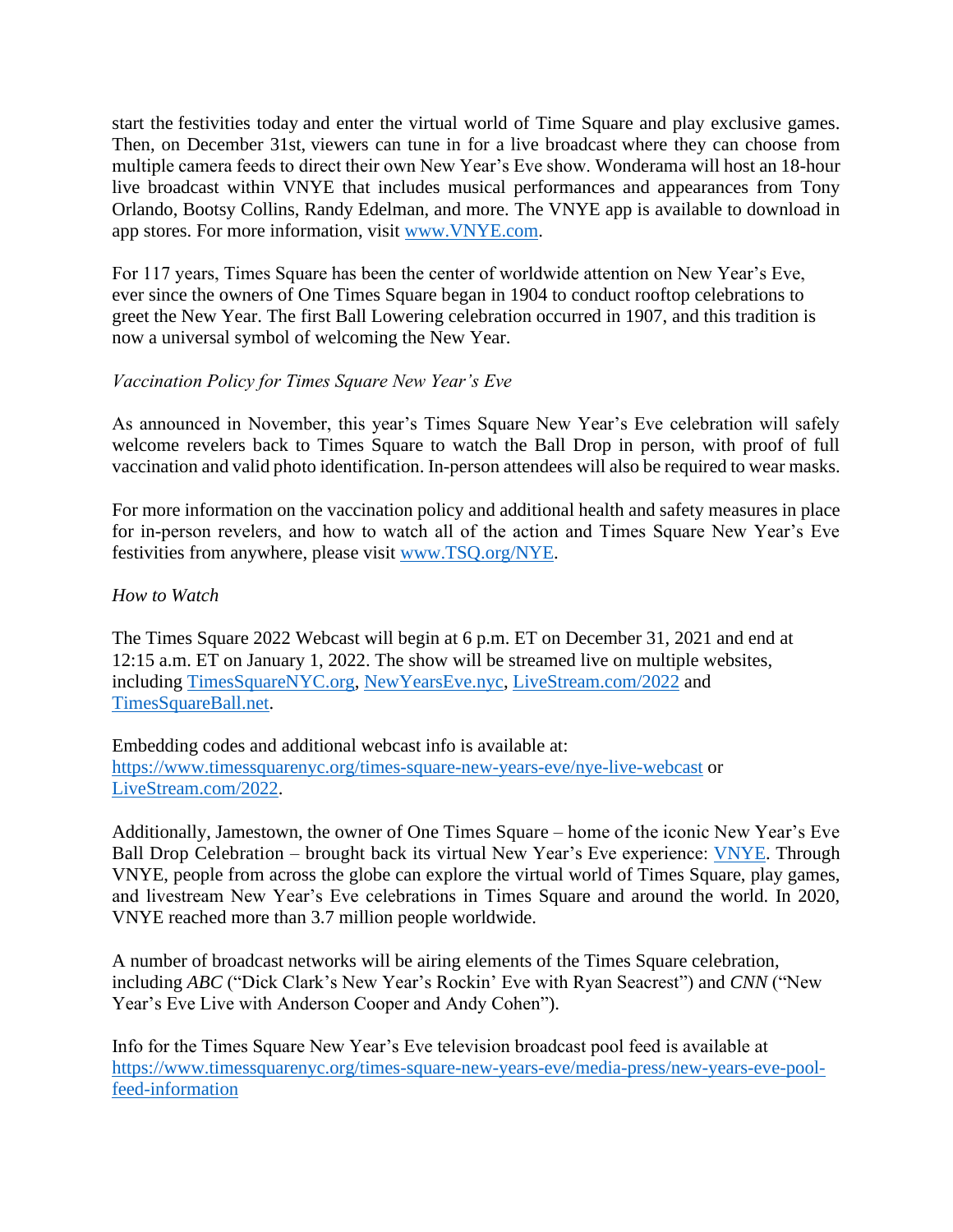start the festivities today and enter the virtual world of Time Square and play exclusive games. Then, on December 31st, viewers can tune in for a live broadcast where they can choose from multiple camera feeds to direct their own New Year's Eve show. Wonderama will host an 18-hour live broadcast within VNYE that includes musical performances and appearances from Tony Orlando, Bootsy Collins, Randy Edelman, and more. The VNYE app is available to download in app stores. For more information, visit [www.VNYE.com](www.VNYE.com).

For 117 years, Times Square has been the center of worldwide attention on New Year's Eve, ever since the owners of One Times Square began in 1904 to conduct rooftop celebrations to greet the New Year. The first Ball Lowering celebration occurred in 1907, and this tradition is now a universal symbol of welcoming the New Year.

*Vaccination Policy for Times Square New Year's Eve*

As announced in November, this year's Times Square New Year's Eve celebration will safely welcome revelers back to Times Square to watch the Ball Drop in person, with proof of full vaccination and valid photo identification. In-person attendees will also be required to wear masks.

For more information on the vaccination policy and additional health and safety measures in place for in-person revelers, and how to watch all of the action and Times Square New Year's Eve festivities from anywhere, please visit [www.TSQ.org/NYE](www.TSQ.org/NYE).

*How to Watch*

The Times Square 2022 Webcast will begin at 6 p.m. ET on December 31, 2021 and end at 12:15 a.m. ET on January 1, 2022. The show will be streamed live on multiple websites, including [TimesSquareNYC.org](TimesSquareNYC.org), [NewYearsEve.nyc](NewYearsEve.nyc), [LiveStream.com/2022](LiveStream.com/2022) and [TimesSquareBall.net](TimesSquareBall.net).

Embedding codes and additional webcast info is available at: [https://www.timessquarenyc.org/times-square-new-years-eve/nye-live-webcast](https://www.timessquarenyc.org/times-square-new-years-eve/nye-live-webcast) or [LiveStream.com/2022](LiveStream.com/2022).

Additionally, Jamestown, the owner of One Times Square – home of the iconic New Year's Eve Ball Drop Celebration – brought back its virtual New Year's Eve experience: [VNYE](VNYE). Through VNYE, people from across the globe can explore the virtual world of Times Square, play games, and livestream New Year's Eve celebrations in Times Square and around the world. In 2020, VNYE reached more than 3.7 million people worldwide.

A number of broadcast networks will be airing elements of the Times Square celebration, including *ABC* ("Dick Clark's New Year's Rockin' Eve with Ryan Seacrest") and *CNN* ("New Year's Eve Live with Anderson Cooper and Andy Cohen").

Info for the Times Square New Year's Eve television broadcast pool feed is available at [https://www.timessquarenyc.org/times-square-new-years-eve/media-press/new-years-eve-pool-feed-information](https://www.timessquarenyc.org/times-square-new-years-eve/media-press/new-years-eve-pool-feed-information)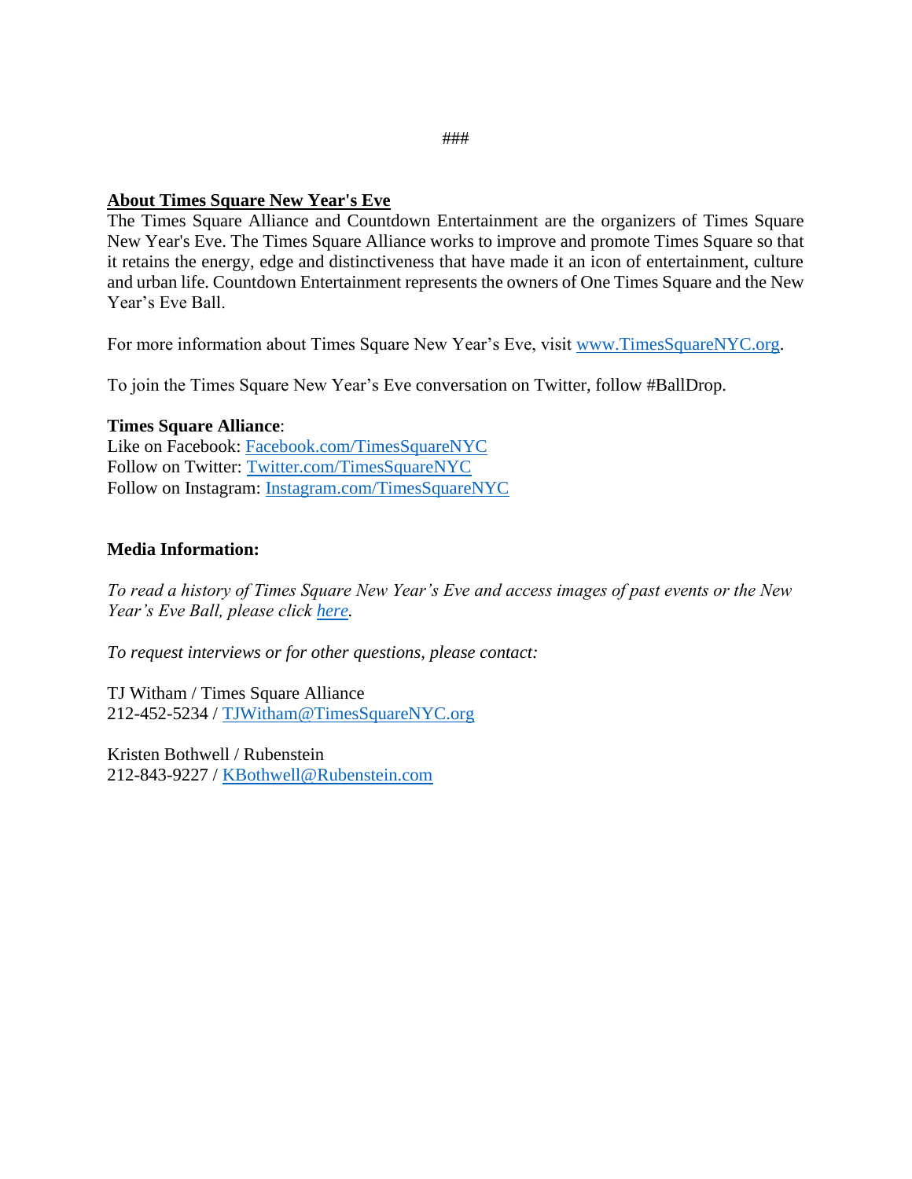###

**About Times Square New Year's Eve**

The Times Square Alliance and Countdown Entertainment are the organizers of Times Square New Year's Eve. The Times Square Alliance works to improve and promote Times Square so that it retains the energy, edge and distinctiveness that have made it an icon of entertainment, culture and urban life. Countdown Entertainment represents the owners of One Times Square and the New Year's Eve Ball.

For more information about Times Square New Year's Eve, visit [www.TimesSquareNYC.org](http://www.TimesSquareNYC.org).

To join the Times Square New Year's Eve conversation on Twitter, follow #BallDrop.

**Times Square Alliance**:
Like on Facebook: [Facebook.com/TimesSquareNYC](http://Facebook.com/TimesSquareNYC)
Follow on Twitter: [Twitter.com/TimesSquareNYC](http://Twitter.com/TimesSquareNYC)
Follow on Instagram: [Instagram.com/TimesSquareNYC](http://Instagram.com/TimesSquareNYC)

**Media Information:**

*To read a history of Times Square New Year's Eve and access images of past events or the New Year's Eve Ball, please click here.*

*To request interviews or for other questions, please contact:*

TJ Witham / Times Square Alliance
212-452-5234 / [TJWitham@TimesSquareNYC.org](mailto:TJWitham@TimesSquareNYC.org)

Kristen Bothwell / Rubenstein
212-843-9227 / [KBothwell@Rubenstein.com](mailto:KBothwell@Rubenstein.com)